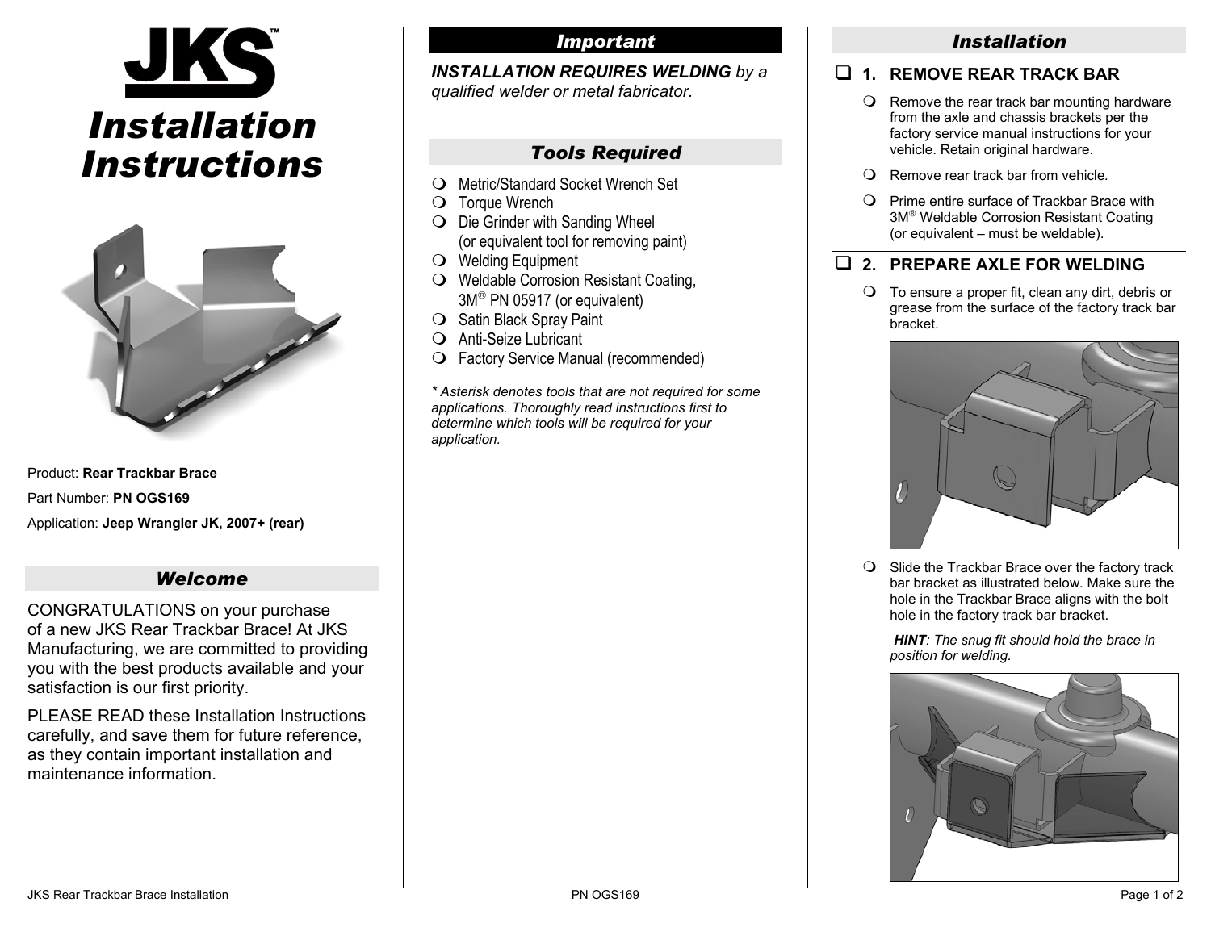# JKS™

# Installation Instructions

Product: **Rear Trackbar Brace**

Part Number: **PN OGS169**

Application: **Jeep Wrangler JK, 2007+ (rear)**

## *Welcome*

CONGRATULATIONS on your purchase of a new JKS Rear Trackbar Brace! At JKS Manufacturing, we are committed to providing you with the best products available and your satisfaction is our first priority.

PLEASE READ these Installation Instructions carefully, and save them for future reference, as they contain important installation and maintenance information.

## *Important*

***INSTALLATION REQUIRES WELDING*** *by a qualified welder or metal fabricator.*

## *Tools Required*

- Metric/Standard Socket Wrench Set
- Torque Wrench
- Die Grinder with Sanding Wheel (or equivalent tool for removing paint)
- Welding Equipment
- Weldable Corrosion Resistant Coating, 3M® PN 05917 (or equivalent)
- Satin Black Spray Paint
- Anti-Seize Lubricant
- Factory Service Manual (recommended)

*\* Asterisk denotes tools that are not required for some applications. Thoroughly read instructions first to determine which tools will be required for your application.*

## *Installation*

### 1. REMOVE REAR TRACK BAR

- Remove the rear track bar mounting hardware from the axle and chassis brackets per the factory service manual instructions for your vehicle. Retain original hardware.
- Remove rear track bar from vehicle.
- Prime entire surface of Trackbar Brace with 3M® Weldable Corrosion Resistant Coating (or equivalent – must be weldable).

### 2. PREPARE AXLE FOR WELDING

- To ensure a proper fit, clean any dirt, debris or grease from the surface of the factory track bar bracket.
- Slide the Trackbar Brace over the factory track bar bracket as illustrated below. Make sure the hole in the Trackbar Brace aligns with the bolt hole in the factory track bar bracket.

  ***HINT****: The snug fit should hold the brace in position for welding.*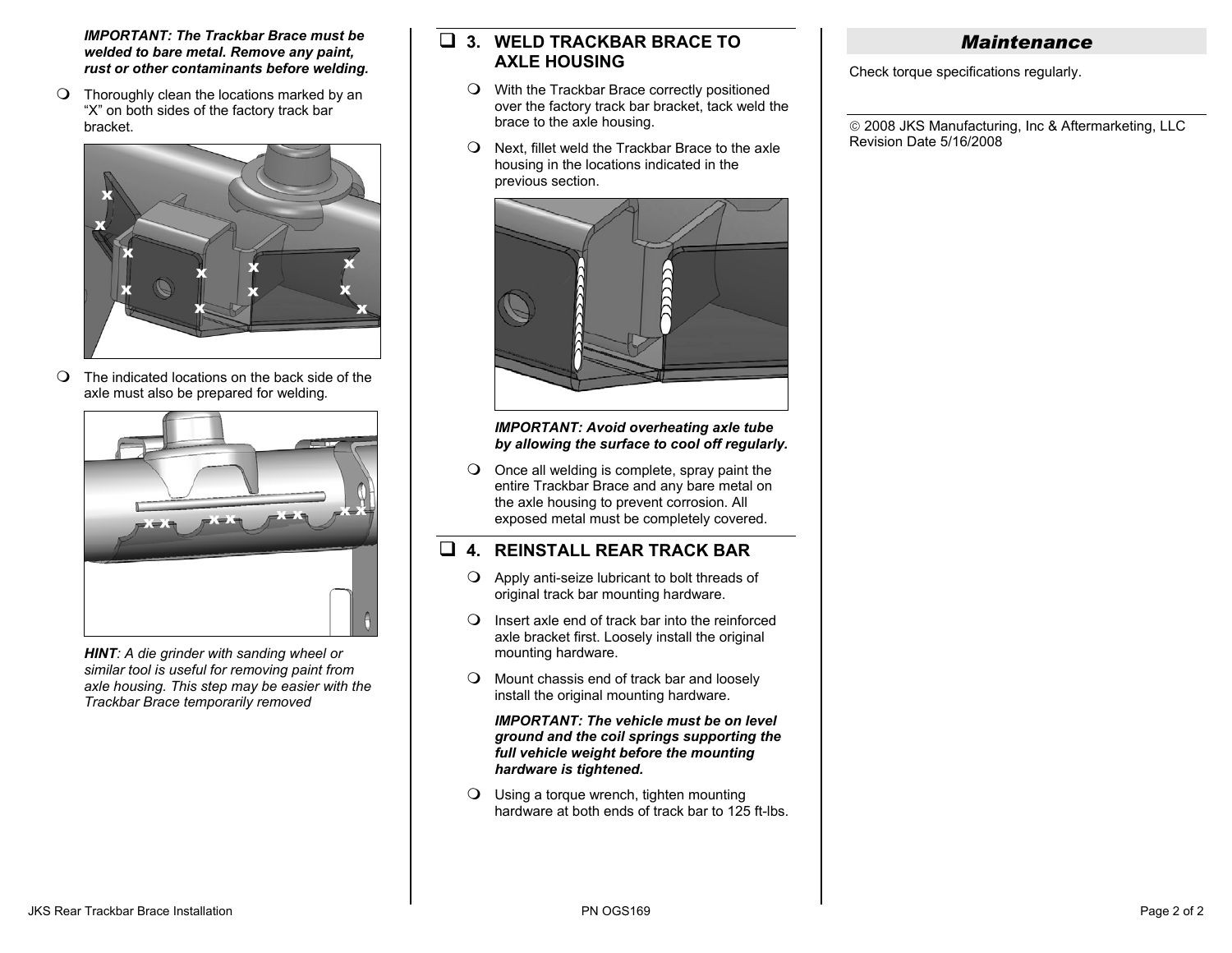***IMPORTANT: The Trackbar Brace must be welded to bare metal. Remove any paint, rust or other contaminants before welding.***

- Thoroughly clean the locations marked by an "X" on both sides of the factory track bar bracket.

- The indicated locations on the back side of the axle must also be prepared for welding.

***HINT**: A die grinder with sanding wheel or similar tool is useful for removing paint from axle housing. This step may be easier with the Trackbar Brace temporarily removed*

## ❑ 3. WELD TRACKBAR BRACE TO AXLE HOUSING

- With the Trackbar Brace correctly positioned over the factory track bar bracket, tack weld the brace to the axle housing.
- Next, fillet weld the Trackbar Brace to the axle housing in the locations indicated in the previous section.

***IMPORTANT: Avoid overheating axle tube by allowing the surface to cool off regularly.***

- Once all welding is complete, spray paint the entire Trackbar Brace and any bare metal on the axle housing to prevent corrosion. All exposed metal must be completely covered.

## ❑ 4. REINSTALL REAR TRACK BAR

- Apply anti-seize lubricant to bolt threads of original track bar mounting hardware.
- Insert axle end of track bar into the reinforced axle bracket first. Loosely install the original mounting hardware.
- Mount chassis end of track bar and loosely install the original mounting hardware.

***IMPORTANT: The vehicle must be on level ground and the coil springs supporting the full vehicle weight before the mounting hardware is tightened.***

- Using a torque wrench, tighten mounting hardware at both ends of track bar to 125 ft-lbs.

## *Maintenance*

Check torque specifications regularly.

© 2008 JKS Manufacturing, Inc & Aftermarketing, LLC
Revision Date 5/16/2008